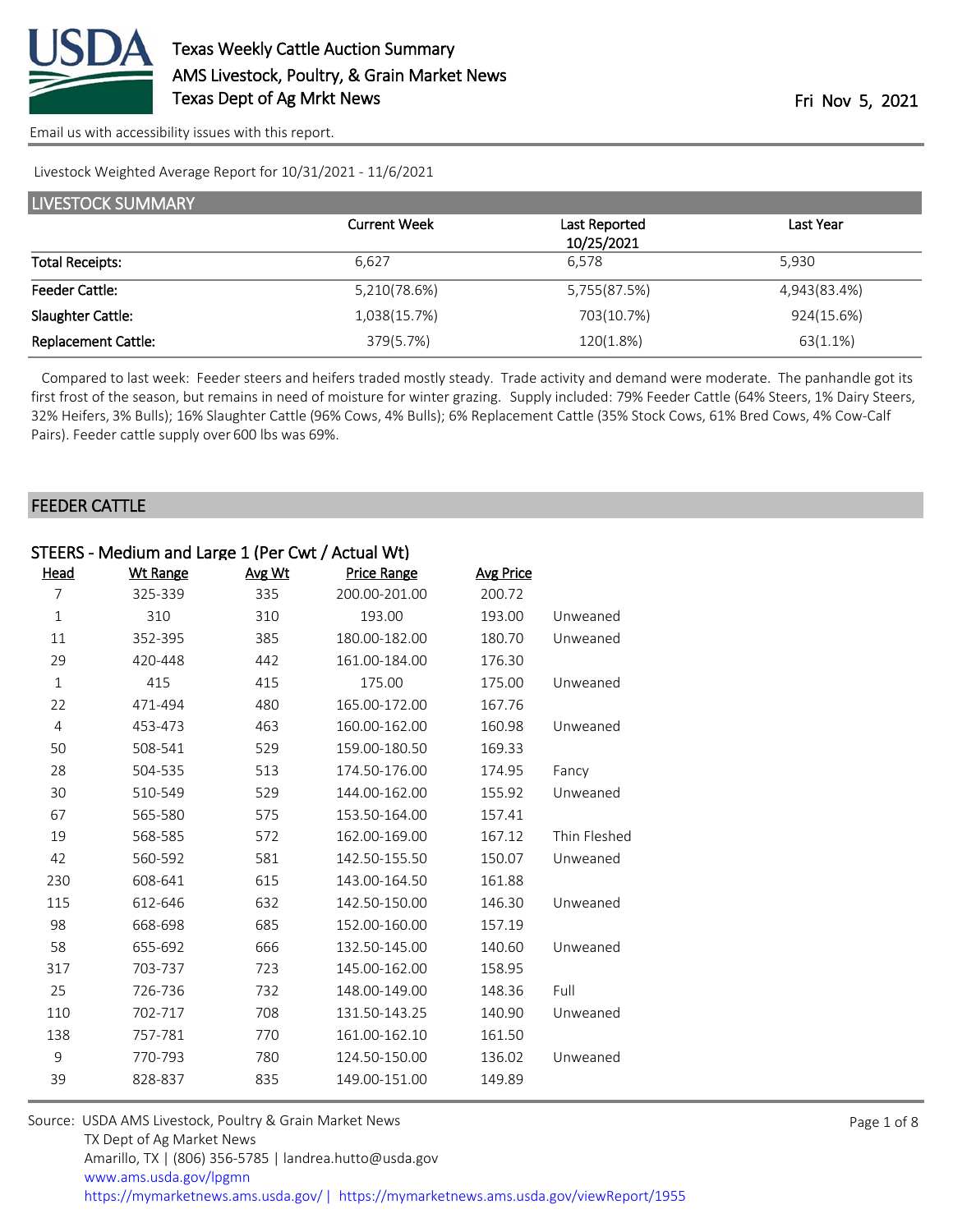# Texas Weekly Cattle Auction Summary

AMS Livestock, Poultry, & Grain Market News
Texas Dept of Ag Mrkt News

Fri Nov 5, 2021

Email us with accessibility issues with this report.

Livestock Weighted Average Report for 10/31/2021 - 11/6/2021

## LIVESTOCK SUMMARY

| | Current Week | Last Reported 10/25/2021 | Last Year |
|---|---|---|---|
| Total Receipts: | 6,627 | 6,578 | 5,930 |
| Feeder Cattle: | 5,210(78.6%) | 5,755(87.5%) | 4,943(83.4%) |
| Slaughter Cattle: | 1,038(15.7%) | 703(10.7%) | 924(15.6%) |
| Replacement Cattle: | 379(5.7%) | 120(1.8%) | 63(1.1%) |

Compared to last week: Feeder steers and heifers traded mostly steady. Trade activity and demand were moderate. The panhandle got its first frost of the season, but remains in need of moisture for winter grazing. Supply included: 79% Feeder Cattle (64% Steers, 1% Dairy Steers, 32% Heifers, 3% Bulls); 16% Slaughter Cattle (96% Cows, 4% Bulls); 6% Replacement Cattle (35% Stock Cows, 61% Bred Cows, 4% Cow-Calf Pairs). Feeder cattle supply over 600 lbs was 69%.

## FEEDER CATTLE

### STEERS - Medium and Large 1 (Per Cwt / Actual Wt)

| Head | Wt Range | Avg Wt | Price Range | Avg Price | |
|---|---|---|---|---|---|
| 7 | 325-339 | 335 | 200.00-201.00 | 200.72 | |
| 1 | 310 | 310 | 193.00 | 193.00 | Unweaned |
| 11 | 352-395 | 385 | 180.00-182.00 | 180.70 | Unweaned |
| 29 | 420-448 | 442 | 161.00-184.00 | 176.30 | |
| 1 | 415 | 415 | 175.00 | 175.00 | Unweaned |
| 22 | 471-494 | 480 | 165.00-172.00 | 167.76 | |
| 4 | 453-473 | 463 | 160.00-162.00 | 160.98 | Unweaned |
| 50 | 508-541 | 529 | 159.00-180.50 | 169.33 | |
| 28 | 504-535 | 513 | 174.50-176.00 | 174.95 | Fancy |
| 30 | 510-549 | 529 | 144.00-162.00 | 155.92 | Unweaned |
| 67 | 565-580 | 575 | 153.50-164.00 | 157.41 | |
| 19 | 568-585 | 572 | 162.00-169.00 | 167.12 | Thin Fleshed |
| 42 | 560-592 | 581 | 142.50-155.50 | 150.07 | Unweaned |
| 230 | 608-641 | 615 | 143.00-164.50 | 161.88 | |
| 115 | 612-646 | 632 | 142.50-150.00 | 146.30 | Unweaned |
| 98 | 668-698 | 685 | 152.00-160.00 | 157.19 | |
| 58 | 655-692 | 666 | 132.50-145.00 | 140.60 | Unweaned |
| 317 | 703-737 | 723 | 145.00-162.00 | 158.95 | |
| 25 | 726-736 | 732 | 148.00-149.00 | 148.36 | Full |
| 110 | 702-717 | 708 | 131.50-143.25 | 140.90 | Unweaned |
| 138 | 757-781 | 770 | 161.00-162.10 | 161.50 | |
| 9 | 770-793 | 780 | 124.50-150.00 | 136.02 | Unweaned |
| 39 | 828-837 | 835 | 149.00-151.00 | 149.89 | |

Source: USDA AMS Livestock, Poultry & Grain Market News
TX Dept of Ag Market News
Amarillo, TX | (806) 356-5785 | landrea.hutto@usda.gov
www.ams.usda.gov/lpgmn
https://mymarketnews.ams.usda.gov/ | https://mymarketnews.ams.usda.gov/viewReport/1955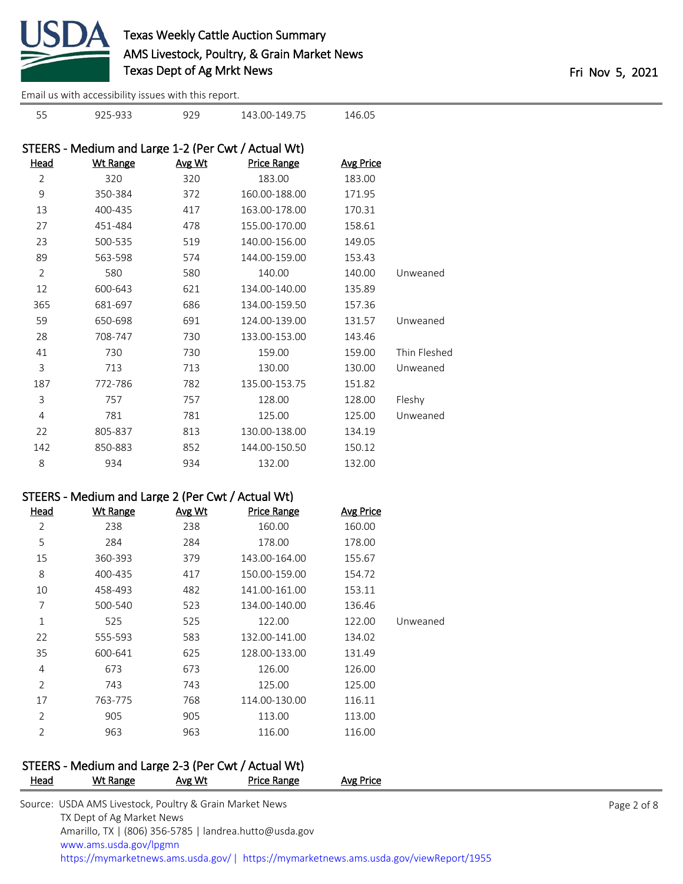| Head | Wt Range | Avg Wt | Price Range | Avg Price | |
|---|---|---|---|---|---|
| 55 | 925-933 | 929 | 143.00-149.75 | 146.05 | |

## STEERS - Medium and Large 1-2 (Per Cwt / Actual Wt)

| Head | Wt Range | Avg Wt | Price Range | Avg Price | |
|---|---|---|---|---|---|
| 2 | 320 | 320 | 183.00 | 183.00 | |
| 9 | 350-384 | 372 | 160.00-188.00 | 171.95 | |
| 13 | 400-435 | 417 | 163.00-178.00 | 170.31 | |
| 27 | 451-484 | 478 | 155.00-170.00 | 158.61 | |
| 23 | 500-535 | 519 | 140.00-156.00 | 149.05 | |
| 89 | 563-598 | 574 | 144.00-159.00 | 153.43 | |
| 2 | 580 | 580 | 140.00 | 140.00 | Unweaned |
| 12 | 600-643 | 621 | 134.00-140.00 | 135.89 | |
| 365 | 681-697 | 686 | 134.00-159.50 | 157.36 | |
| 59 | 650-698 | 691 | 124.00-139.00 | 131.57 | Unweaned |
| 28 | 708-747 | 730 | 133.00-153.00 | 143.46 | |
| 41 | 730 | 730 | 159.00 | 159.00 | Thin Fleshed |
| 3 | 713 | 713 | 130.00 | 130.00 | Unweaned |
| 187 | 772-786 | 782 | 135.00-153.75 | 151.82 | |
| 3 | 757 | 757 | 128.00 | 128.00 | Fleshy |
| 4 | 781 | 781 | 125.00 | 125.00 | Unweaned |
| 22 | 805-837 | 813 | 130.00-138.00 | 134.19 | |
| 142 | 850-883 | 852 | 144.00-150.50 | 150.12 | |
| 8 | 934 | 934 | 132.00 | 132.00 | |

## STEERS - Medium and Large 2 (Per Cwt / Actual Wt)

| Head | Wt Range | Avg Wt | Price Range | Avg Price | |
|---|---|---|---|---|---|
| 2 | 238 | 238 | 160.00 | 160.00 | |
| 5 | 284 | 284 | 178.00 | 178.00 | |
| 15 | 360-393 | 379 | 143.00-164.00 | 155.67 | |
| 8 | 400-435 | 417 | 150.00-159.00 | 154.72 | |
| 10 | 458-493 | 482 | 141.00-161.00 | 153.11 | |
| 7 | 500-540 | 523 | 134.00-140.00 | 136.46 | |
| 1 | 525 | 525 | 122.00 | 122.00 | Unweaned |
| 22 | 555-593 | 583 | 132.00-141.00 | 134.02 | |
| 35 | 600-641 | 625 | 128.00-133.00 | 131.49 | |
| 4 | 673 | 673 | 126.00 | 126.00 | |
| 2 | 743 | 743 | 125.00 | 125.00 | |
| 17 | 763-775 | 768 | 114.00-130.00 | 116.11 | |
| 2 | 905 | 905 | 113.00 | 113.00 | |
| 2 | 963 | 963 | 116.00 | 116.00 | |

## STEERS - Medium and Large 2-3 (Per Cwt / Actual Wt)

| Head | Wt Range | Avg Wt | Price Range | Avg Price |
|---|---|---|---|---|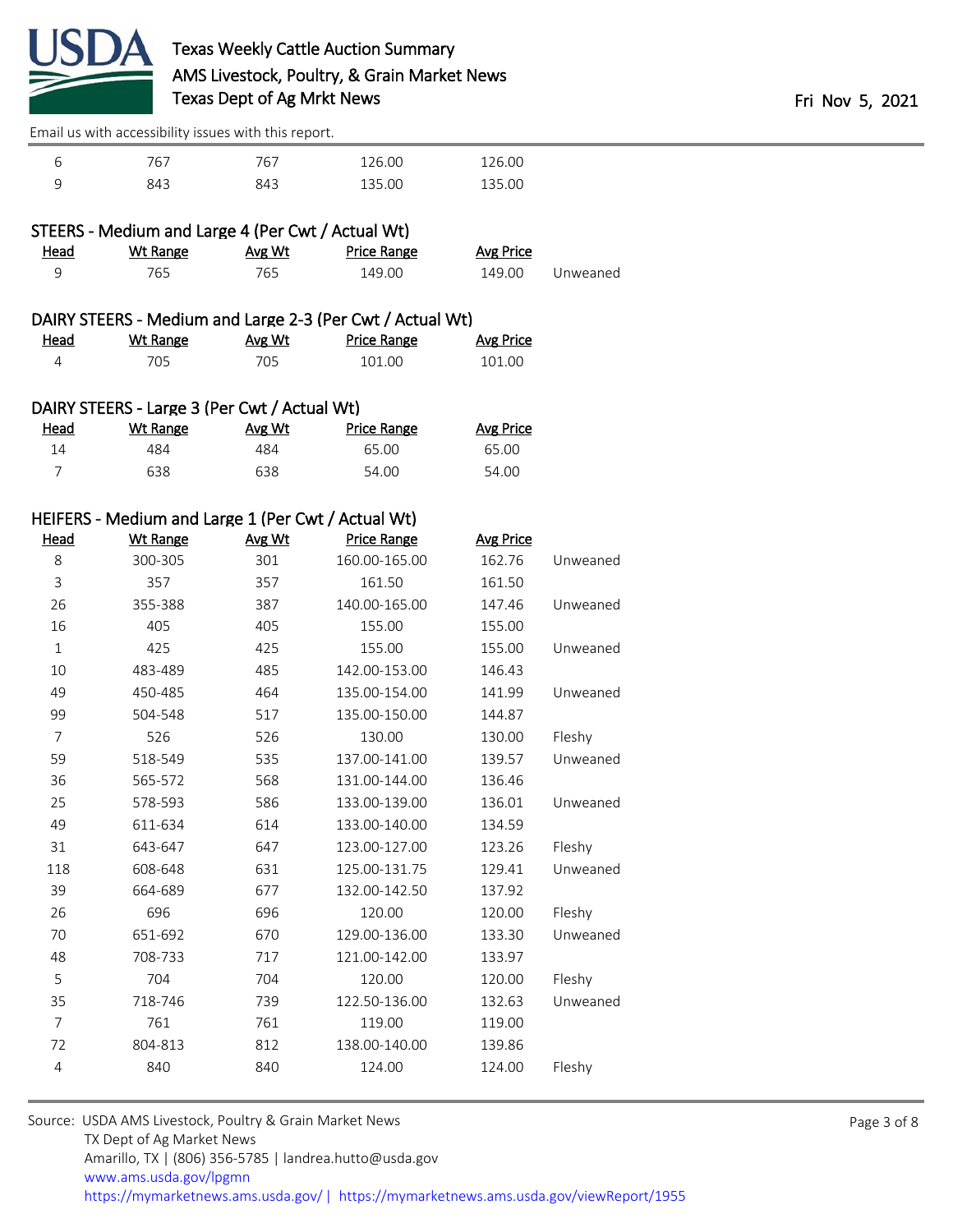| Head | Wt Range | Avg Wt | Price Range | Avg Price | |
|---|---|---|---|---|---|
| 6 | 767 | 767 | 126.00 | 126.00 | |
| 9 | 843 | 843 | 135.00 | 135.00 | |

### STEERS - Medium and Large 4 (Per Cwt / Actual Wt)

| Head | Wt Range | Avg Wt | Price Range | Avg Price | |
|---|---|---|---|---|---|
| 9 | 765 | 765 | 149.00 | 149.00 | Unweaned |

### DAIRY STEERS - Medium and Large 2-3 (Per Cwt / Actual Wt)

| Head | Wt Range | Avg Wt | Price Range | Avg Price |
|---|---|---|---|---|
| 4 | 705 | 705 | 101.00 | 101.00 |

### DAIRY STEERS - Large 3 (Per Cwt / Actual Wt)

| Head | Wt Range | Avg Wt | Price Range | Avg Price |
|---|---|---|---|---|
| 14 | 484 | 484 | 65.00 | 65.00 |
| 7 | 638 | 638 | 54.00 | 54.00 |

### HEIFERS - Medium and Large 1 (Per Cwt / Actual Wt)

| Head | Wt Range | Avg Wt | Price Range | Avg Price | |
|---|---|---|---|---|---|
| 8 | 300-305 | 301 | 160.00-165.00 | 162.76 | Unweaned |
| 3 | 357 | 357 | 161.50 | 161.50 | |
| 26 | 355-388 | 387 | 140.00-165.00 | 147.46 | Unweaned |
| 16 | 405 | 405 | 155.00 | 155.00 | |
| 1 | 425 | 425 | 155.00 | 155.00 | Unweaned |
| 10 | 483-489 | 485 | 142.00-153.00 | 146.43 | |
| 49 | 450-485 | 464 | 135.00-154.00 | 141.99 | Unweaned |
| 99 | 504-548 | 517 | 135.00-150.00 | 144.87 | |
| 7 | 526 | 526 | 130.00 | 130.00 | Fleshy |
| 59 | 518-549 | 535 | 137.00-141.00 | 139.57 | Unweaned |
| 36 | 565-572 | 568 | 131.00-144.00 | 136.46 | |
| 25 | 578-593 | 586 | 133.00-139.00 | 136.01 | Unweaned |
| 49 | 611-634 | 614 | 133.00-140.00 | 134.59 | |
| 31 | 643-647 | 647 | 123.00-127.00 | 123.26 | Fleshy |
| 118 | 608-648 | 631 | 125.00-131.75 | 129.41 | Unweaned |
| 39 | 664-689 | 677 | 132.00-142.50 | 137.92 | |
| 26 | 696 | 696 | 120.00 | 120.00 | Fleshy |
| 70 | 651-692 | 670 | 129.00-136.00 | 133.30 | Unweaned |
| 48 | 708-733 | 717 | 121.00-142.00 | 133.97 | |
| 5 | 704 | 704 | 120.00 | 120.00 | Fleshy |
| 35 | 718-746 | 739 | 122.50-136.00 | 132.63 | Unweaned |
| 7 | 761 | 761 | 119.00 | 119.00 | |
| 72 | 804-813 | 812 | 138.00-140.00 | 139.86 | |
| 4 | 840 | 840 | 124.00 | 124.00 | Fleshy |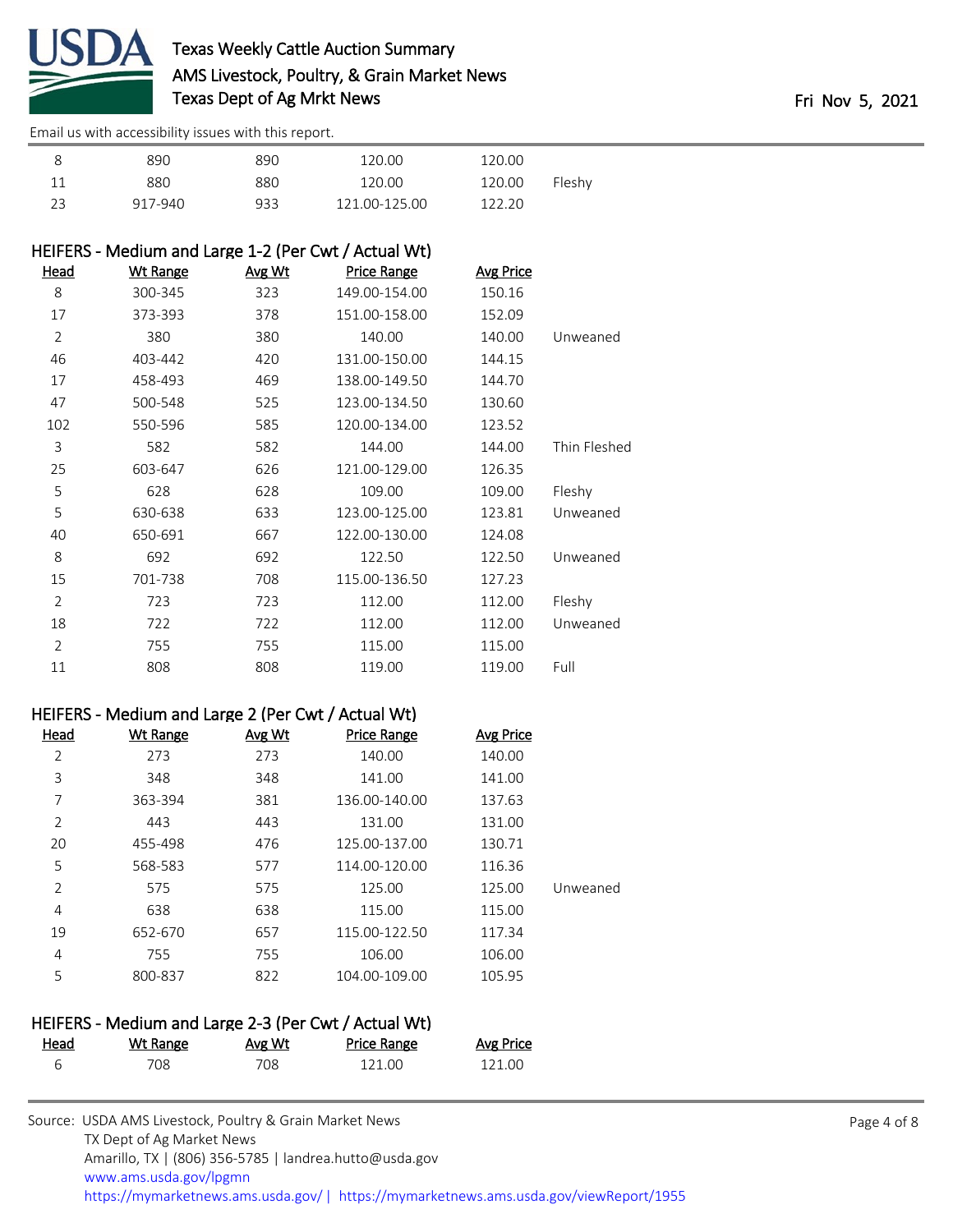| Head | Wt Range | Avg Wt | Price Range | Avg Price | |
|---|---|---|---|---|---|
| 8 | 890 | 890 | 120.00 | 120.00 | |
| 11 | 880 | 880 | 120.00 | 120.00 | Fleshy |
| 23 | 917-940 | 933 | 121.00-125.00 | 122.20 | |

### HEIFERS - Medium and Large 1-2 (Per Cwt / Actual Wt)

| Head | Wt Range | Avg Wt | Price Range | Avg Price | |
|---|---|---|---|---|---|
| 8 | 300-345 | 323 | 149.00-154.00 | 150.16 | |
| 17 | 373-393 | 378 | 151.00-158.00 | 152.09 | |
| 2 | 380 | 380 | 140.00 | 140.00 | Unweaned |
| 46 | 403-442 | 420 | 131.00-150.00 | 144.15 | |
| 17 | 458-493 | 469 | 138.00-149.50 | 144.70 | |
| 47 | 500-548 | 525 | 123.00-134.50 | 130.60 | |
| 102 | 550-596 | 585 | 120.00-134.00 | 123.52 | |
| 3 | 582 | 582 | 144.00 | 144.00 | Thin Fleshed |
| 25 | 603-647 | 626 | 121.00-129.00 | 126.35 | |
| 5 | 628 | 628 | 109.00 | 109.00 | Fleshy |
| 5 | 630-638 | 633 | 123.00-125.00 | 123.81 | Unweaned |
| 40 | 650-691 | 667 | 122.00-130.00 | 124.08 | |
| 8 | 692 | 692 | 122.50 | 122.50 | Unweaned |
| 15 | 701-738 | 708 | 115.00-136.50 | 127.23 | |
| 2 | 723 | 723 | 112.00 | 112.00 | Fleshy |
| 18 | 722 | 722 | 112.00 | 112.00 | Unweaned |
| 2 | 755 | 755 | 115.00 | 115.00 | |
| 11 | 808 | 808 | 119.00 | 119.00 | Full |

### HEIFERS - Medium and Large 2 (Per Cwt / Actual Wt)

| Head | Wt Range | Avg Wt | Price Range | Avg Price | |
|---|---|---|---|---|---|
| 2 | 273 | 273 | 140.00 | 140.00 | |
| 3 | 348 | 348 | 141.00 | 141.00 | |
| 7 | 363-394 | 381 | 136.00-140.00 | 137.63 | |
| 2 | 443 | 443 | 131.00 | 131.00 | |
| 20 | 455-498 | 476 | 125.00-137.00 | 130.71 | |
| 5 | 568-583 | 577 | 114.00-120.00 | 116.36 | |
| 2 | 575 | 575 | 125.00 | 125.00 | Unweaned |
| 4 | 638 | 638 | 115.00 | 115.00 | |
| 19 | 652-670 | 657 | 115.00-122.50 | 117.34 | |
| 4 | 755 | 755 | 106.00 | 106.00 | |
| 5 | 800-837 | 822 | 104.00-109.00 | 105.95 | |

### HEIFERS - Medium and Large 2-3 (Per Cwt / Actual Wt)

| Head | Wt Range | Avg Wt | Price Range | Avg Price |
|---|---|---|---|---|
| 6 | 708 | 708 | 121.00 | 121.00 |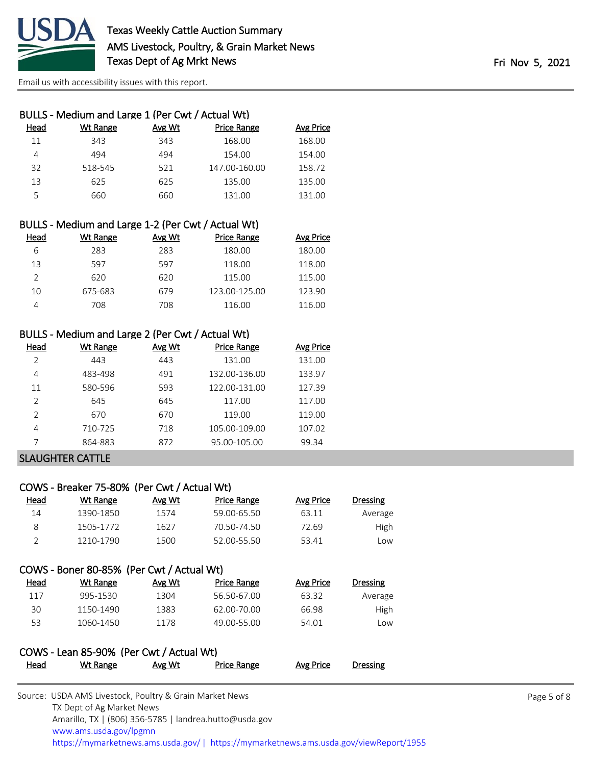### BULLS - Medium and Large 1 (Per Cwt / Actual Wt)

| Head | Wt Range | Avg Wt | Price Range | Avg Price |
|---|---|---|---|---|
| 11 | 343 | 343 | 168.00 | 168.00 |
| 4 | 494 | 494 | 154.00 | 154.00 |
| 32 | 518-545 | 521 | 147.00-160.00 | 158.72 |
| 13 | 625 | 625 | 135.00 | 135.00 |
| 5 | 660 | 660 | 131.00 | 131.00 |

### BULLS - Medium and Large 1-2 (Per Cwt / Actual Wt)

| Head | Wt Range | Avg Wt | Price Range | Avg Price |
|---|---|---|---|---|
| 6 | 283 | 283 | 180.00 | 180.00 |
| 13 | 597 | 597 | 118.00 | 118.00 |
| 2 | 620 | 620 | 115.00 | 115.00 |
| 10 | 675-683 | 679 | 123.00-125.00 | 123.90 |
| 4 | 708 | 708 | 116.00 | 116.00 |

### BULLS - Medium and Large 2 (Per Cwt / Actual Wt)

| Head | Wt Range | Avg Wt | Price Range | Avg Price |
|---|---|---|---|---|
| 2 | 443 | 443 | 131.00 | 131.00 |
| 4 | 483-498 | 491 | 132.00-136.00 | 133.97 |
| 11 | 580-596 | 593 | 122.00-131.00 | 127.39 |
| 2 | 645 | 645 | 117.00 | 117.00 |
| 2 | 670 | 670 | 119.00 | 119.00 |
| 4 | 710-725 | 718 | 105.00-109.00 | 107.02 |
| 7 | 864-883 | 872 | 95.00-105.00 | 99.34 |

## SLAUGHTER CATTLE

### COWS - Breaker 75-80% (Per Cwt / Actual Wt)

| Head | Wt Range | Avg Wt | Price Range | Avg Price | Dressing |
|---|---|---|---|---|---|
| 14 | 1390-1850 | 1574 | 59.00-65.50 | 63.11 | Average |
| 8 | 1505-1772 | 1627 | 70.50-74.50 | 72.69 | High |
| 2 | 1210-1790 | 1500 | 52.00-55.50 | 53.41 | Low |

### COWS - Boner 80-85% (Per Cwt / Actual Wt)

| Head | Wt Range | Avg Wt | Price Range | Avg Price | Dressing |
|---|---|---|---|---|---|
| 117 | 995-1530 | 1304 | 56.50-67.00 | 63.32 | Average |
| 30 | 1150-1490 | 1383 | 62.00-70.00 | 66.98 | High |
| 53 | 1060-1450 | 1178 | 49.00-55.00 | 54.01 | Low |

### COWS - Lean 85-90% (Per Cwt / Actual Wt)

| Head | Wt Range | Avg Wt | Price Range | Avg Price | Dressing |
|---|---|---|---|---|---|

Source: USDA AMS Livestock, Poultry & Grain Market News
TX Dept of Ag Market News
Amarillo, TX | (806) 356-5785 | landrea.hutto@usda.gov
www.ams.usda.gov/lpgmn
https://mymarketnews.ams.usda.gov/ | https://mymarketnews.ams.usda.gov/viewReport/1955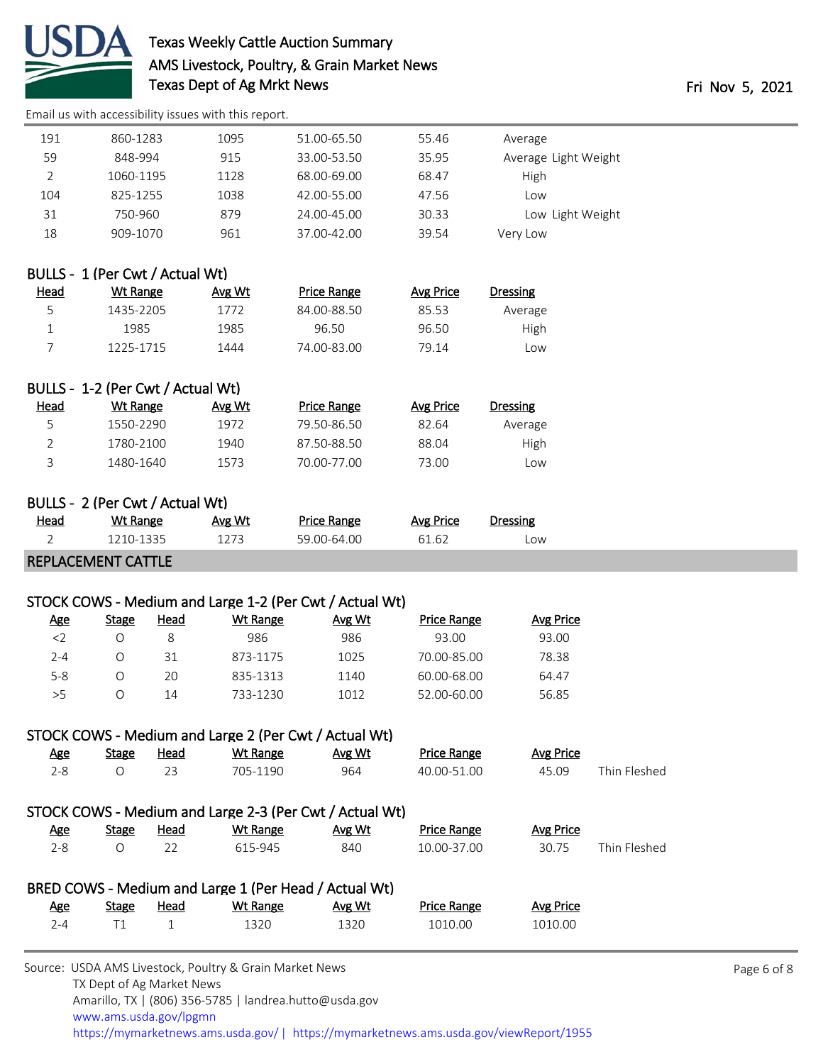Email us with accessibility issues with this report.

| Head | Wt Range | Avg Wt | Price Range | Avg Price | Dressing |
|---|---|---|---|---|---|
| 191 | 860-1283 | 1095 | 51.00-65.50 | 55.46 | Average |
| 59 | 848-994 | 915 | 33.00-53.50 | 35.95 | Average Light Weight |
| 2 | 1060-1195 | 1128 | 68.00-69.00 | 68.47 | High |
| 104 | 825-1255 | 1038 | 42.00-55.00 | 47.56 | Low |
| 31 | 750-960 | 879 | 24.00-45.00 | 30.33 | Low Light Weight |
| 18 | 909-1070 | 961 | 37.00-42.00 | 39.54 | Very Low |

### BULLS - 1 (Per Cwt / Actual Wt)

| Head | Wt Range | Avg Wt | Price Range | Avg Price | Dressing |
|---|---|---|---|---|---|
| 5 | 1435-2205 | 1772 | 84.00-88.50 | 85.53 | Average |
| 1 | 1985 | 1985 | 96.50 | 96.50 | High |
| 7 | 1225-1715 | 1444 | 74.00-83.00 | 79.14 | Low |

### BULLS - 1-2 (Per Cwt / Actual Wt)

| Head | Wt Range | Avg Wt | Price Range | Avg Price | Dressing |
|---|---|---|---|---|---|
| 5 | 1550-2290 | 1972 | 79.50-86.50 | 82.64 | Average |
| 2 | 1780-2100 | 1940 | 87.50-88.50 | 88.04 | High |
| 3 | 1480-1640 | 1573 | 70.00-77.00 | 73.00 | Low |

### BULLS - 2 (Per Cwt / Actual Wt)

| Head | Wt Range | Avg Wt | Price Range | Avg Price | Dressing |
|---|---|---|---|---|---|
| 2 | 1210-1335 | 1273 | 59.00-64.00 | 61.62 | Low |

## REPLACEMENT CATTLE

### STOCK COWS - Medium and Large 1-2 (Per Cwt / Actual Wt)

| Age | Stage | Head | Wt Range | Avg Wt | Price Range | Avg Price |
|---|---|---|---|---|---|---|
| <2 | O | 8 | 986 | 986 | 93.00 | 93.00 |
| 2-4 | O | 31 | 873-1175 | 1025 | 70.00-85.00 | 78.38 |
| 5-8 | O | 20 | 835-1313 | 1140 | 60.00-68.00 | 64.47 |
| >5 | O | 14 | 733-1230 | 1012 | 52.00-60.00 | 56.85 |

### STOCK COWS - Medium and Large 2 (Per Cwt / Actual Wt)

| Age | Stage | Head | Wt Range | Avg Wt | Price Range | Avg Price | |
|---|---|---|---|---|---|---|---|
| 2-8 | O | 23 | 705-1190 | 964 | 40.00-51.00 | 45.09 | Thin Fleshed |

### STOCK COWS - Medium and Large 2-3 (Per Cwt / Actual Wt)

| Age | Stage | Head | Wt Range | Avg Wt | Price Range | Avg Price | |
|---|---|---|---|---|---|---|---|
| 2-8 | O | 22 | 615-945 | 840 | 10.00-37.00 | 30.75 | Thin Fleshed |

### BRED COWS - Medium and Large 1 (Per Head / Actual Wt)

| Age | Stage | Head | Wt Range | Avg Wt | Price Range | Avg Price |
|---|---|---|---|---|---|---|
| 2-4 | T1 | 1 | 1320 | 1320 | 1010.00 | 1010.00 |

Source: USDA AMS Livestock, Poultry & Grain Market News
TX Dept of Ag Market News
Amarillo, TX | (806) 356-5785 | landrea.hutto@usda.gov
www.ams.usda.gov/lpgmn
https://mymarketnews.ams.usda.gov/ | https://mymarketnews.ams.usda.gov/viewReport/1955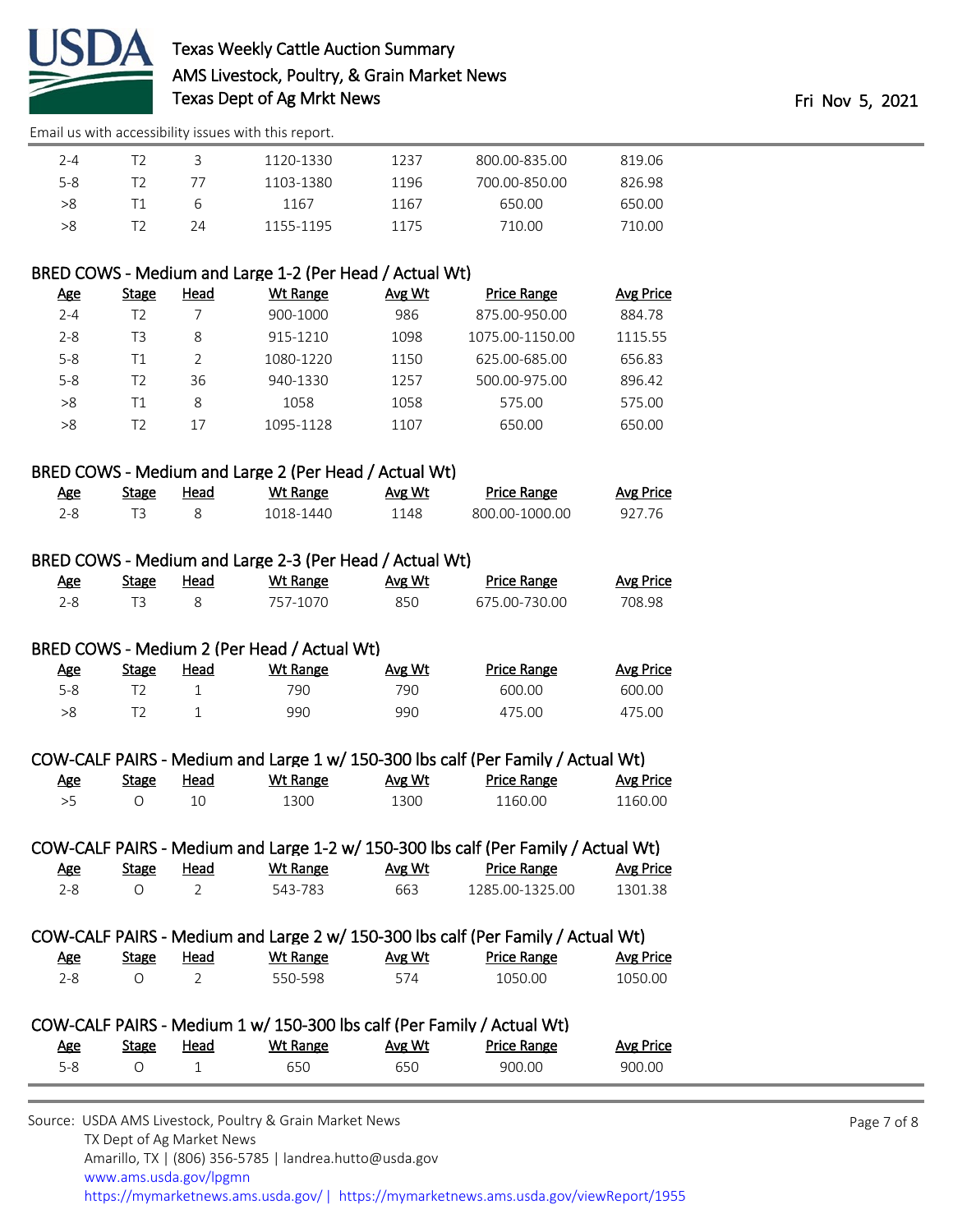| Age | Stage | Head | Wt Range | Avg Wt | Price Range | Avg Price |
|---|---|---|---|---|---|---|
| 2-4 | T2 | 3 | 1120-1330 | 1237 | 800.00-835.00 | 819.06 |
| 5-8 | T2 | 77 | 1103-1380 | 1196 | 700.00-850.00 | 826.98 |
| >8 | T1 | 6 | 1167 | 1167 | 650.00 | 650.00 |
| >8 | T2 | 24 | 1155-1195 | 1175 | 710.00 | 710.00 |

### BRED COWS - Medium and Large 1-2 (Per Head / Actual Wt)

| Age | Stage | Head | Wt Range | Avg Wt | Price Range | Avg Price |
|---|---|---|---|---|---|---|
| 2-4 | T2 | 7 | 900-1000 | 986 | 875.00-950.00 | 884.78 |
| 2-8 | T3 | 8 | 915-1210 | 1098 | 1075.00-1150.00 | 1115.55 |
| 5-8 | T1 | 2 | 1080-1220 | 1150 | 625.00-685.00 | 656.83 |
| 5-8 | T2 | 36 | 940-1330 | 1257 | 500.00-975.00 | 896.42 |
| >8 | T1 | 8 | 1058 | 1058 | 575.00 | 575.00 |
| >8 | T2 | 17 | 1095-1128 | 1107 | 650.00 | 650.00 |

### BRED COWS - Medium and Large 2 (Per Head / Actual Wt)

| Age | Stage | Head | Wt Range | Avg Wt | Price Range | Avg Price |
|---|---|---|---|---|---|---|
| 2-8 | T3 | 8 | 1018-1440 | 1148 | 800.00-1000.00 | 927.76 |

### BRED COWS - Medium and Large 2-3 (Per Head / Actual Wt)

| Age | Stage | Head | Wt Range | Avg Wt | Price Range | Avg Price |
|---|---|---|---|---|---|---|
| 2-8 | T3 | 8 | 757-1070 | 850 | 675.00-730.00 | 708.98 |

### BRED COWS - Medium 2 (Per Head / Actual Wt)

| Age | Stage | Head | Wt Range | Avg Wt | Price Range | Avg Price |
|---|---|---|---|---|---|---|
| 5-8 | T2 | 1 | 790 | 790 | 600.00 | 600.00 |
| >8 | T2 | 1 | 990 | 990 | 475.00 | 475.00 |

### COW-CALF PAIRS - Medium and Large 1 w/ 150-300 lbs calf (Per Family / Actual Wt)

| Age | Stage | Head | Wt Range | Avg Wt | Price Range | Avg Price |
|---|---|---|---|---|---|---|
| >5 | O | 10 | 1300 | 1300 | 1160.00 | 1160.00 |

### COW-CALF PAIRS - Medium and Large 1-2 w/ 150-300 lbs calf (Per Family / Actual Wt)

| Age | Stage | Head | Wt Range | Avg Wt | Price Range | Avg Price |
|---|---|---|---|---|---|---|
| 2-8 | O | 2 | 543-783 | 663 | 1285.00-1325.00 | 1301.38 |

### COW-CALF PAIRS - Medium and Large 2 w/ 150-300 lbs calf (Per Family / Actual Wt)

| Age | Stage | Head | Wt Range | Avg Wt | Price Range | Avg Price |
|---|---|---|---|---|---|---|
| 2-8 | O | 2 | 550-598 | 574 | 1050.00 | 1050.00 |

### COW-CALF PAIRS - Medium 1 w/ 150-300 lbs calf (Per Family / Actual Wt)

| Age | Stage | Head | Wt Range | Avg Wt | Price Range | Avg Price |
|---|---|---|---|---|---|---|
| 5-8 | O | 1 | 650 | 650 | 900.00 | 900.00 |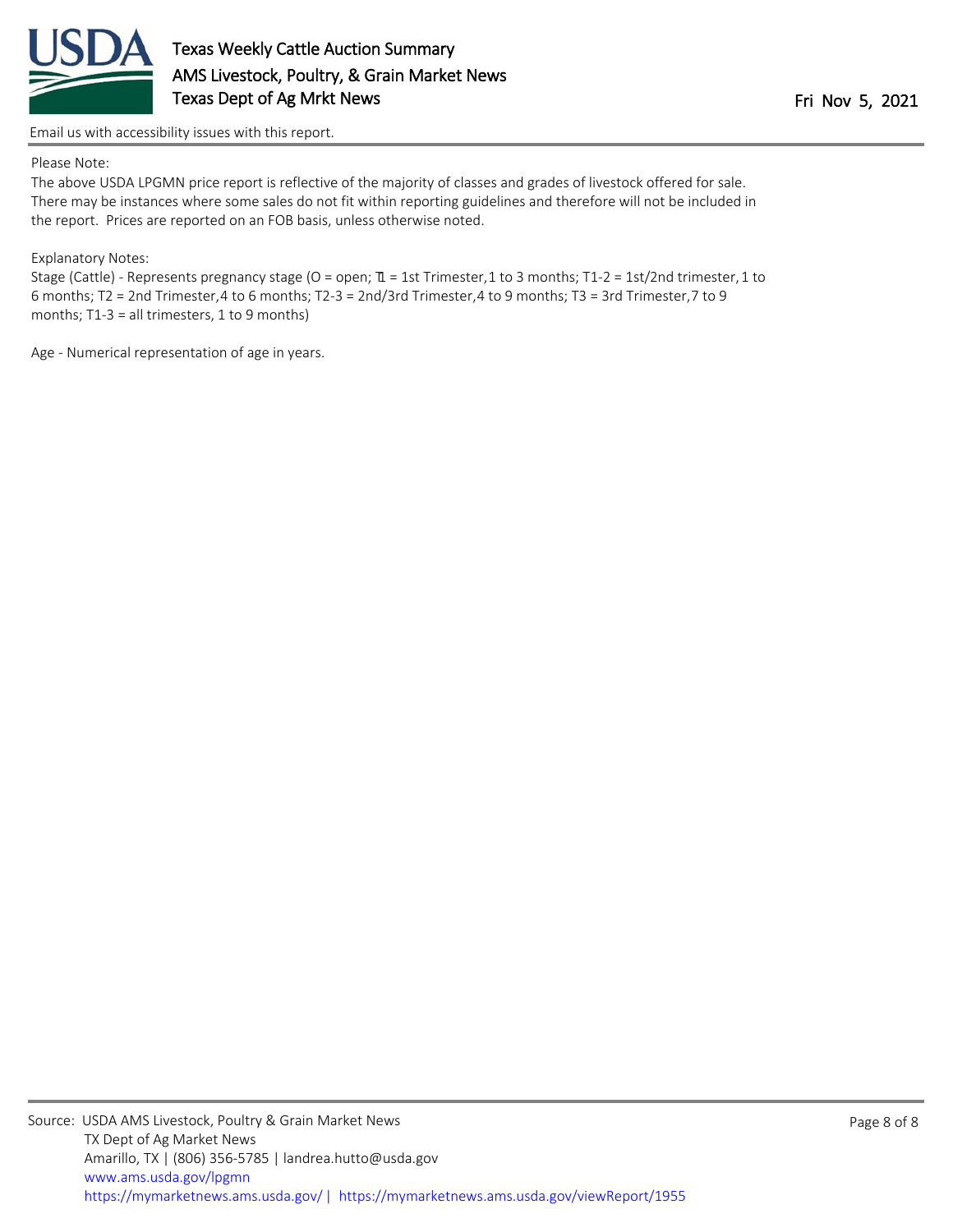Please Note:
The above USDA LPGMN price report is reflective of the majority of classes and grades of livestock offered for sale. There may be instances where some sales do not fit within reporting guidelines and therefore will not be included in the report. Prices are reported on an FOB basis, unless otherwise noted.

Explanatory Notes:
Stage (Cattle) - Represents pregnancy stage (O = open; T1 = 1st Trimester,1 to 3 months; T1-2 = 1st/2nd trimester, 1 to 6 months; T2 = 2nd Trimester,4 to 6 months; T2-3 = 2nd/3rd Trimester,4 to 9 months; T3 = 3rd Trimester,7 to 9 months; T1-3 = all trimesters, 1 to 9 months)

Age - Numerical representation of age in years.

Source: USDA AMS Livestock, Poultry & Grain Market News
TX Dept of Ag Market News
Amarillo, TX | (806) 356-5785 | landrea.hutto@usda.gov
www.ams.usda.gov/lpgmn
https://mymarketnews.ams.usda.gov/ | https://mymarketnews.ams.usda.gov/viewReport/1955